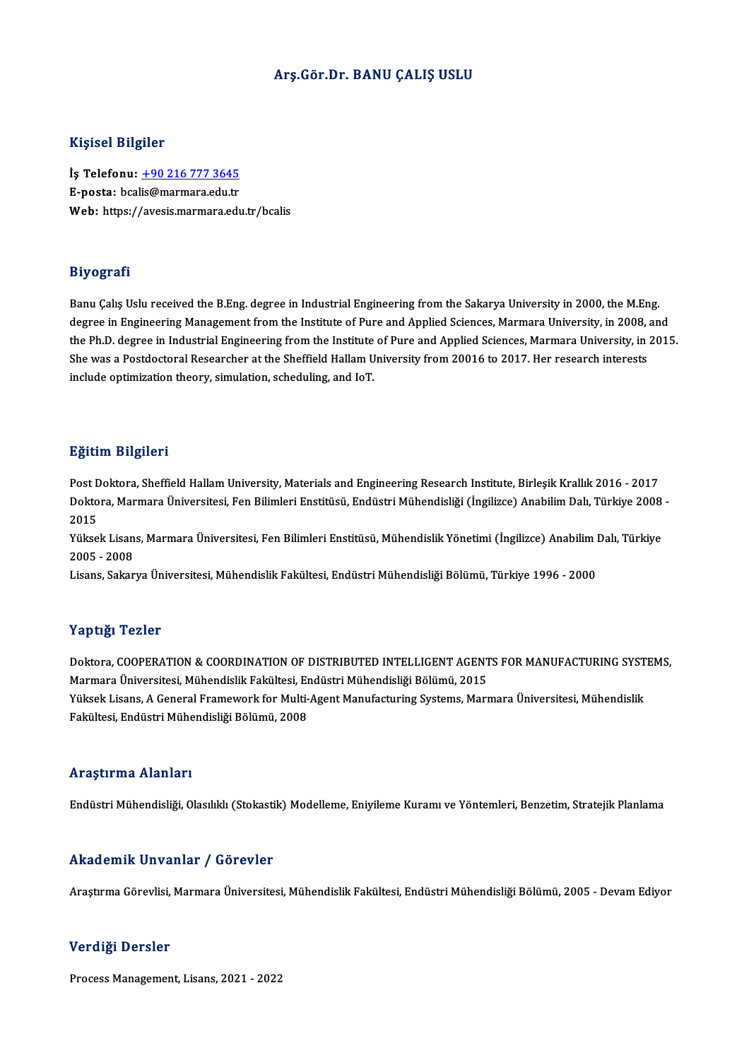# Arş.Gör.Dr. BANU ÇALIŞ USLU

## Kişisel Bilgiler

**İş Telefonu:** +90 216 777 3645
**E-posta:** bcalis@marmara.edu.tr
**Web:** https://avesis.marmara.edu.tr/bcalis

## Biyografi

Banu Çalış Uslu received the B.Eng. degree in Industrial Engineering from the Sakarya University in 2000, the M.Eng. degree in Engineering Management from the Institute of Pure and Applied Sciences, Marmara University, in 2008, and the Ph.D. degree in Industrial Engineering from the Institute of Pure and Applied Sciences, Marmara University, in 2015. She was a Postdoctoral Researcher at the Sheffield Hallam University from 20016 to 2017. Her research interests include optimization theory, simulation, scheduling, and IoT.

## Eğitim Bilgileri

Post Doktora, Sheffield Hallam University, Materials and Engineering Research Institute, Birleşik Krallık 2016 - 2017
Doktora, Marmara Üniversitesi, Fen Bilimleri Enstitüsü, Endüstri Mühendisliği (İngilizce) Anabilim Dalı, Türkiye 2008 - 2015
Yüksek Lisans, Marmara Üniversitesi, Fen Bilimleri Enstitüsü, Mühendislik Yönetimi (İngilizce) Anabilim Dalı, Türkiye 2005 - 2008
Lisans, Sakarya Üniversitesi, Mühendislik Fakültesi, Endüstri Mühendisliği Bölümü, Türkiye 1996 - 2000

## Yaptığı Tezler

Doktora, COOPERATION & COORDINATION OF DISTRIBUTED INTELLIGENT AGENTS FOR MANUFACTURING SYSTEMS, Marmara Üniversitesi, Mühendislik Fakültesi, Endüstri Mühendisliği Bölümü, 2015
Yüksek Lisans, A General Framework for Multi-Agent Manufacturing Systems, Marmara Üniversitesi, Mühendislik Fakültesi, Endüstri Mühendisliği Bölümü, 2008

## Araştırma Alanları

Endüstri Mühendisliği, Olasılıklı (Stokastik) Modelleme, Eniyileme Kuramı ve Yöntemleri, Benzetim, Stratejik Planlama

## Akademik Unvanlar / Görevler

Araştırma Görevlisi, Marmara Üniversitesi, Mühendislik Fakültesi, Endüstri Mühendisliği Bölümü, 2005 - Devam Ediyor

## Verdiği Dersler

Process Management, Lisans, 2021 - 2022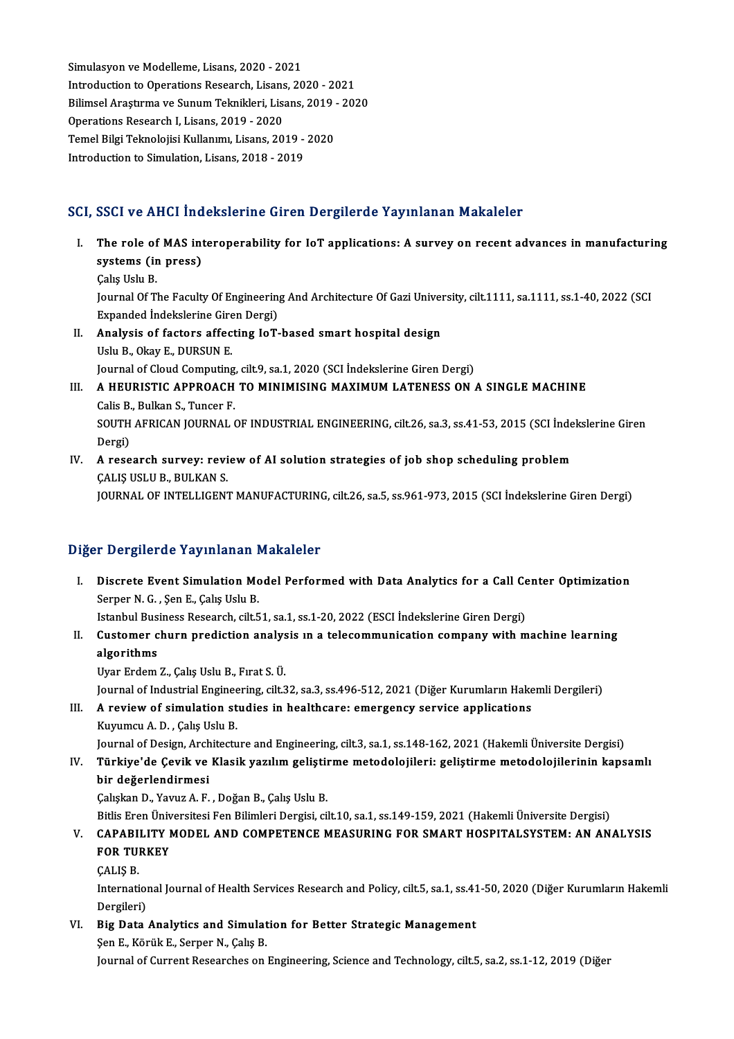Simulasyon ve Modelleme, Lisans, 2020 - 2021
Introduction to Operations Research, Lisans, 2020 - 2021
Bilimsel Araştırma ve Sunum Teknikleri, Lisans, 2019 - 2020
Operations Research I, Lisans, 2019 - 2020
Temel Bilgi Teknolojisi Kullanımı, Lisans, 2019 - 2020
Introduction to Simulation, Lisans, 2018 - 2019

## SCI, SSCI ve AHCI İndekslerine Giren Dergilerde Yayınlanan Makaleler

I. **The role of MAS interoperability for IoT applications: A survey on recent advances in manufacturing systems (in press)**
Çalış Uslu B.
Journal Of The Faculty Of Engineering And Architecture Of Gazi University, cilt.1111, sa.1111, ss.1-40, 2022 (SCI Expanded İndekslerine Giren Dergi)

II. **Analysis of factors affecting IoT-based smart hospital design**
Uslu B., Okay E., DURSUN E.
Journal of Cloud Computing, cilt.9, sa.1, 2020 (SCI İndekslerine Giren Dergi)

III. **A HEURISTIC APPROACH TO MINIMISING MAXIMUM LATENESS ON A SINGLE MACHINE**
Calis B., Bulkan S., Tuncer F.
SOUTH AFRICAN JOURNAL OF INDUSTRIAL ENGINEERING, cilt.26, sa.3, ss.41-53, 2015 (SCI İndekslerine Giren Dergi)

IV. **A research survey: review of AI solution strategies of job shop scheduling problem**
ÇALIŞ USLU B., BULKAN S.
JOURNAL OF INTELLIGENT MANUFACTURING, cilt.26, sa.5, ss.961-973, 2015 (SCI İndekslerine Giren Dergi)

## Diğer Dergilerde Yayınlanan Makaleler

I. **Discrete Event Simulation Model Performed with Data Analytics for a Call Center Optimization**
Serper N. G. , Şen E., Çalış Uslu B.
Istanbul Business Research, cilt.51, sa.1, ss.1-20, 2022 (ESCI İndekslerine Giren Dergi)

II. **Customer churn prediction analysis ın a telecommunication company with machine learning algorithms**
Uyar Erdem Z., Çalış Uslu B., Fırat S. Ü.
Journal of Industrial Engineering, cilt.32, sa.3, ss.496-512, 2021 (Diğer Kurumların Hakemli Dergileri)

III. **A review of simulation studies in healthcare: emergency service applications**
Kuyumcu A. D. , Çalış Uslu B.
Journal of Design, Architecture and Engineering, cilt.3, sa.1, ss.148-162, 2021 (Hakemli Üniversite Dergisi)

IV. **Türkiye'de Çevik ve Klasik yazılım geliştirme metodolojileri: geliştirme metodolojilerinin kapsamlı bir değerlendirmesi**
Çalışkan D., Yavuz A. F. , Doğan B., Çalış Uslu B.
Bitlis Eren Üniversitesi Fen Bilimleri Dergisi, cilt.10, sa.1, ss.149-159, 2021 (Hakemli Üniversite Dergisi)

V. **CAPABILITY MODEL AND COMPETENCE MEASURING FOR SMART HOSPITALSYSTEM: AN ANALYSIS FOR TURKEY**
ÇALIŞ B.
International Journal of Health Services Research and Policy, cilt.5, sa.1, ss.41-50, 2020 (Diğer Kurumların Hakemli Dergileri)

VI. **Big Data Analytics and Simulation for Better Strategic Management**
Şen E., Körük E., Serper N., Çalış B.
Journal of Current Researches on Engineering, Science and Technology, cilt.5, sa.2, ss.1-12, 2019 (Diğer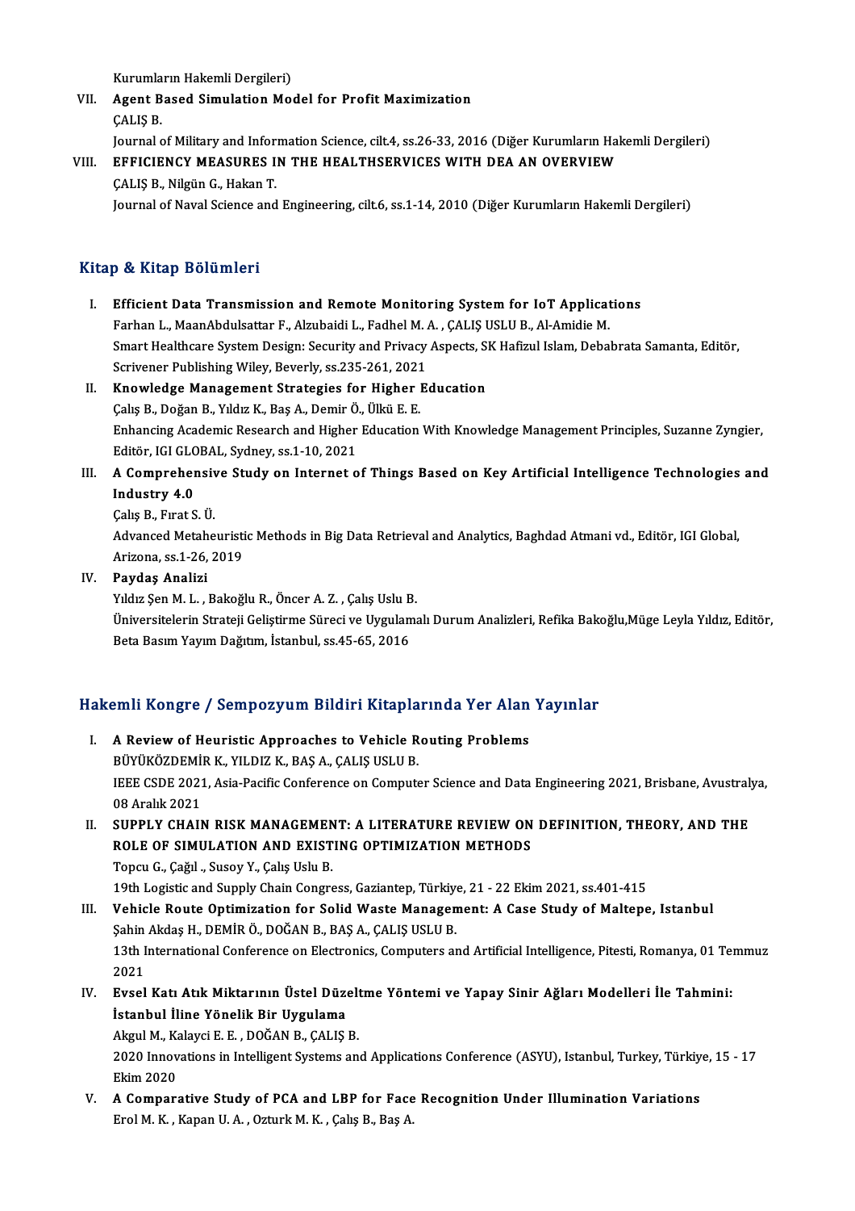Kurumların Hakemli Dergileri)

VII. **Agent Based Simulation Model for Profit Maximization**
ÇALIŞ B.
Journal of Military and Information Science, cilt.4, ss.26-33, 2016 (Diğer Kurumların Hakemli Dergileri)

VIII. **EFFICIENCY MEASURES IN THE HEALTHSERVICES WITH DEA AN OVERVIEW**
ÇALIŞ B., Nilgün G., Hakan T.
Journal of Naval Science and Engineering, cilt.6, ss.1-14, 2010 (Diğer Kurumların Hakemli Dergileri)

## Kitap & Kitap Bölümleri

I. **Efficient Data Transmission and Remote Monitoring System for IoT Applications**
Farhan L., MaanAbdulsattar F., Alzubaidi L., Fadhel M. A. , ÇALIŞ USLU B., Al-Amidie M.
Smart Healthcare System Design: Security and Privacy Aspects, SK Hafizul Islam, Debabrata Samanta, Editör, Scrivener Publishing Wiley, Beverly, ss.235-261, 2021

II. **Knowledge Management Strategies for Higher Education**
Çalış B., Doğan B., Yıldız K., Baş A., Demir Ö., Ülkü E. E.
Enhancing Academic Research and Higher Education With Knowledge Management Principles, Suzanne Zyngier, Editör, IGI GLOBAL, Sydney, ss.1-10, 2021

III. **A Comprehensive Study on Internet of Things Based on Key Artificial Intelligence Technologies and Industry 4.0**
Çalış B., Fırat S. Ü.
Advanced Metaheuristic Methods in Big Data Retrieval and Analytics, Baghdad Atmani vd., Editör, IGI Global, Arizona, ss.1-26, 2019

IV. **Paydaş Analizi**
Yıldız Şen M. L. , Bakoğlu R., Öncer A. Z. , Çalış Uslu B.
Üniversitelerin Strateji Geliştirme Süreci ve Uygulamalı Durum Analizleri, Refika Bakoğlu,Müge Leyla Yıldız, Editör, Beta Basım Yayım Dağıtım, İstanbul, ss.45-65, 2016

## Hakemli Kongre / Sempozyum Bildiri Kitaplarında Yer Alan Yayınlar

I. **A Review of Heuristic Approaches to Vehicle Routing Problems**
BÜYÜKÖZDEMİR K., YILDIZ K., BAŞ A., ÇALIŞ USLU B.
IEEE CSDE 2021, Asia-Pacific Conference on Computer Science and Data Engineering 2021, Brisbane, Avustralya, 08 Aralık 2021

II. **SUPPLY CHAIN RISK MANAGEMENT: A LITERATURE REVIEW ON DEFINITION, THEORY, AND THE ROLE OF SIMULATION AND EXISTING OPTIMIZATION METHODS**
Topcu G., Çağıl ., Susoy Y., Çalış Uslu B.
19th Logistic and Supply Chain Congress, Gaziantep, Türkiye, 21 - 22 Ekim 2021, ss.401-415

III. **Vehicle Route Optimization for Solid Waste Management: A Case Study of Maltepe, Istanbul**
Şahin Akdaş H., DEMİR Ö., DOĞAN B., BAŞ A., ÇALIŞ USLU B.
13th International Conference on Electronics, Computers and Artificial Intelligence, Pitesti, Romanya, 01 Temmuz 2021

IV. **Evsel Katı Atık Miktarının Üstel Düzeltme Yöntemi ve Yapay Sinir Ağları Modelleri İle Tahmini: İstanbul İline Yönelik Bir Uygulama**
Akgul M., Kalayci E. E. , DOĞAN B., ÇALIŞ B.
2020 Innovations in Intelligent Systems and Applications Conference (ASYU), Istanbul, Turkey, Türkiye, 15 - 17 Ekim 2020

V. **A Comparative Study of PCA and LBP for Face Recognition Under Illumination Variations**
Erol M. K. , Kapan U. A. , Ozturk M. K. , Çalış B., Baş A.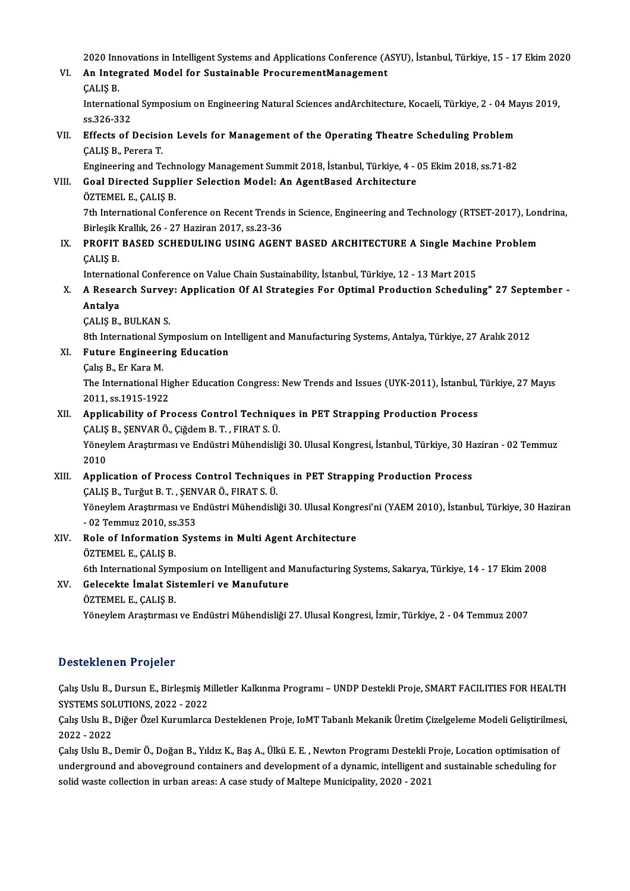2020 Innovations in Intelligent Systems and Applications Conference (ASYU), İstanbul, Türkiye, 15 - 17 Ekim 2020

VI. **An Integrated Model for Sustainable ProcurementManagement**
ÇALIŞ B.
International Symposium on Engineering Natural Sciences andArchitecture, Kocaeli, Türkiye, 2 - 04 Mayıs 2019, ss.326-332

VII. **Effects of Decision Levels for Management of the Operating Theatre Scheduling Problem**
ÇALIŞ B., Perera T.
Engineering and Technology Management Summit 2018, İstanbul, Türkiye, 4 - 05 Ekim 2018, ss.71-82

VIII. **Goal Directed Supplier Selection Model: An AgentBased Architecture**
ÖZTEMEL E., ÇALIŞ B.
7th International Conference on Recent Trends in Science, Engineering and Technology (RTSET-2017), Londrina, Birleşik Krallık, 26 - 27 Haziran 2017, ss.23-36

IX. **PROFIT BASED SCHEDULING USING AGENT BASED ARCHITECTURE A Single Machine Problem**
ÇALIŞ B.
International Conference on Value Chain Sustainability, İstanbul, Türkiye, 12 - 13 Mart 2015

X. **A Research Survey: Application Of AI Strategies For Optimal Production Scheduling" 27 September - Antalya**
ÇALIŞ B., BULKAN S.
8th International Symposium on Intelligent and Manufacturing Systems, Antalya, Türkiye, 27 Aralık 2012

XI. **Future Engineering Education**
Çalış B., Er Kara M.
The International Higher Education Congress: New Trends and Issues (UYK-2011), İstanbul, Türkiye, 27 Mayıs 2011, ss.1915-1922

XII. **Applicability of Process Control Techniques in PET Strapping Production Process**
ÇALIŞ B., ŞENVAR Ö., Çiğdem B. T. , FIRAT S. Ü.
Yöneylem Araştırması ve Endüstri Mühendisliği 30. Ulusal Kongresi, İstanbul, Türkiye, 30 Haziran - 02 Temmuz 2010

XIII. **Application of Process Control Techniques in PET Strapping Production Process**
ÇALIŞ B., Turğut B. T. , ŞENVAR Ö., FIRAT S. Ü.
Yöneylem Araştırması ve Endüstri Mühendisliği 30. Ulusal Kongresi'ni (YAEM 2010), İstanbul, Türkiye, 30 Haziran - 02 Temmuz 2010, ss.353

XIV. **Role of Information Systems in Multi Agent Architecture**
ÖZTEMEL E., ÇALIŞ B.
6th International Symposium on Intelligent and Manufacturing Systems, Sakarya, Türkiye, 14 - 17 Ekim 2008

XV. **Gelecekte İmalat Sistemleri ve Manufuture**
ÖZTEMEL E., ÇALIŞ B.
Yöneylem Araştırması ve Endüstri Mühendisliği 27. Ulusal Kongresi, İzmir, Türkiye, 2 - 04 Temmuz 2007

## Desteklenen Projeler

Çalış Uslu B., Dursun E., Birleşmiş Milletler Kalkınma Programı – UNDP Destekli Proje, SMART FACILITIES FOR HEALTH SYSTEMS SOLUTIONS, 2022 - 2022

Çalış Uslu B., Diğer Özel Kurumlarca Desteklenen Proje, IoMT Tabanlı Mekanik Üretim Çizelgeleme Modeli Geliştirilmesi, 2022 - 2022

Çalış Uslu B., Demir Ö., Doğan B., Yıldız K., Baş A., Ülkü E. E. , Newton Programı Destekli Proje, Location optimisation of underground and aboveground containers and development of a dynamic, intelligent and sustainable scheduling for solid waste collection in urban areas: A case study of Maltepe Municipality, 2020 - 2021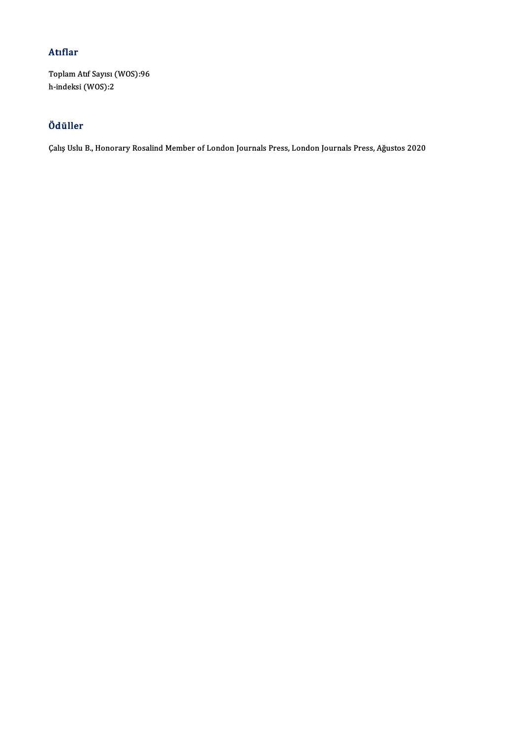## Atıflar

Toplam Atıf Sayısı (WOS):96
h-indeksi (WOS):2

## Ödüller

Çalış Uslu B., Honorary Rosalind Member of London Journals Press, London Journals Press, Ağustos 2020